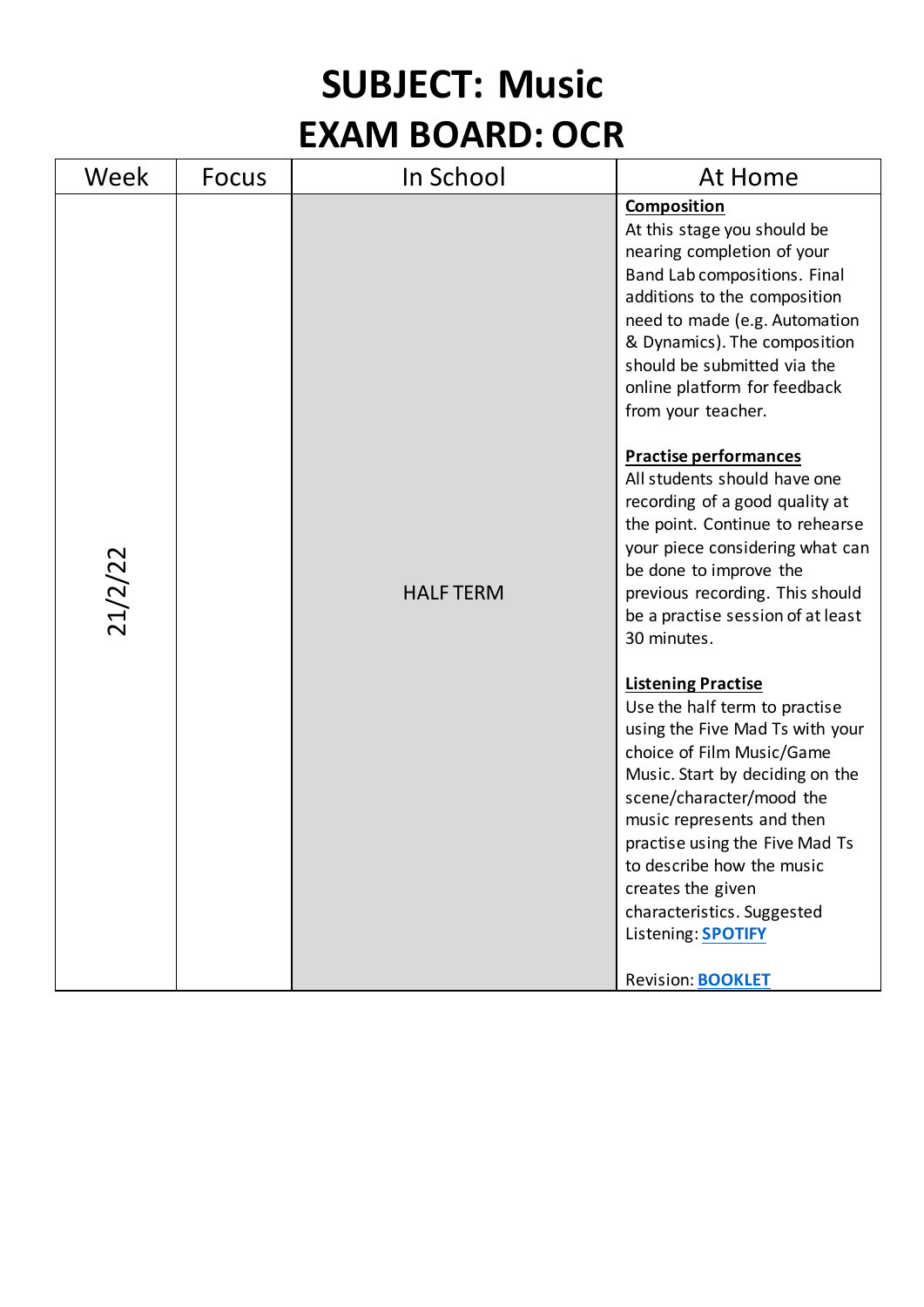# SUBJECT: Music
# EXAM BOARD: OCR

| Week | Focus | In School | At Home |
| --- | --- | --- | --- |
| 21/2/22 | | HALF TERM | **Composition**<br>At this stage you should be nearing completion of your Band Lab compositions. Final additions to the composition need to made (e.g. Automation & Dynamics). The composition should be submitted via the online platform for feedback from your teacher.<br><br>**Practise performances**<br>All students should have one recording of a good quality at the point. Continue to rehearse your piece considering what can be done to improve the previous recording. This should be a practise session of at least 30 minutes.<br><br>**Listening Practise**<br>Use the half term to practise using the Five Mad Ts with your choice of Film Music/Game Music. Start by deciding on the scene/character/mood the music represents and then practise using the Five Mad Ts to describe how the music creates the given characteristics. Suggested Listening: **SPOTIFY**<br><br>Revision: **BOOKLET** |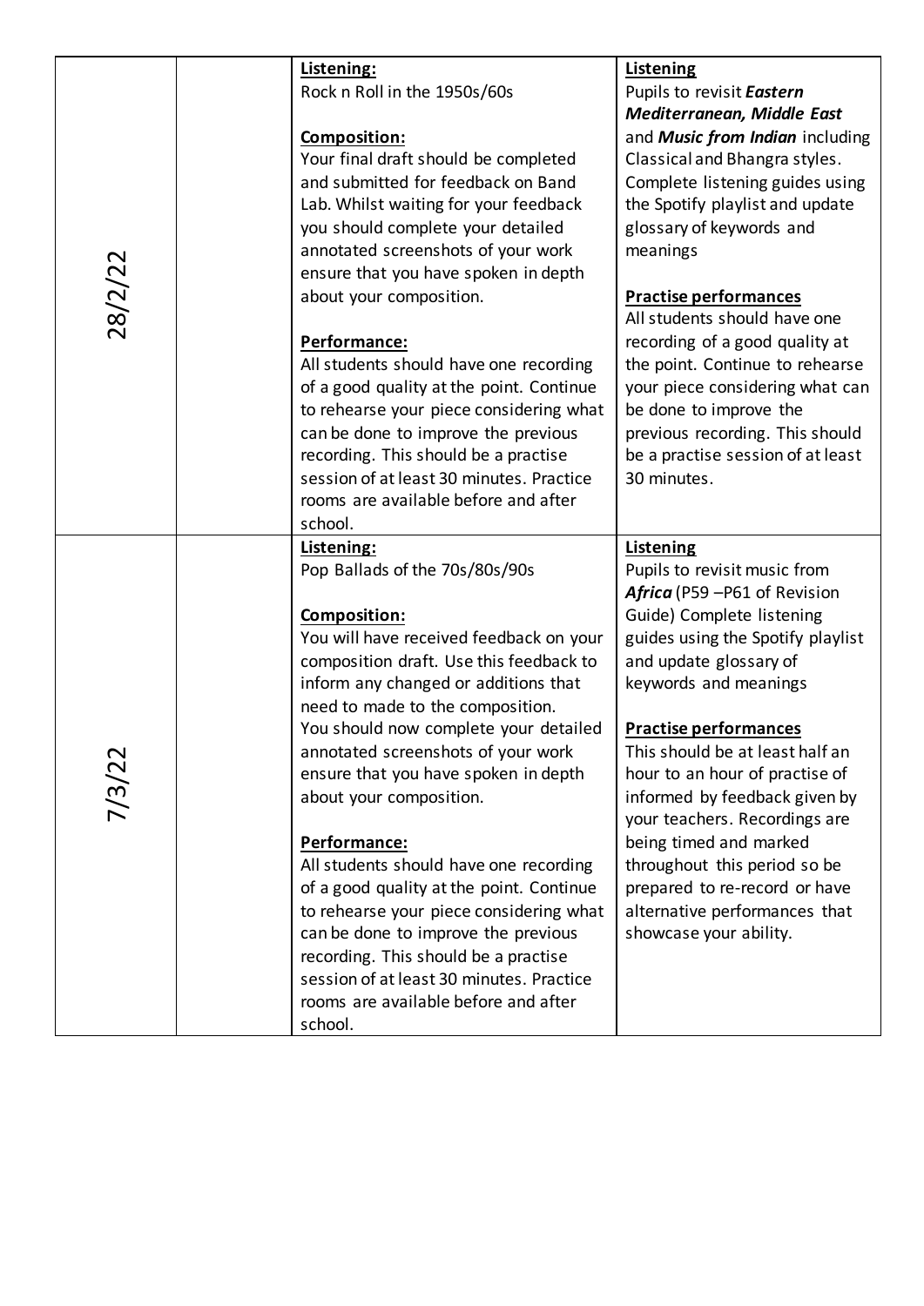| | | | |
|---|---|---|---|
| 28/2/22 | | **Listening:**<br>Rock n Roll in the 1950s/60s<br><br>**Composition:**<br>Your final draft should be completed and submitted for feedback on Band Lab. Whilst waiting for your feedback you should complete your detailed annotated screenshots of your work ensure that you have spoken in depth about your composition.<br><br>**Performance:**<br>All students should have one recording of a good quality at the point. Continue to rehearse your piece considering what can be done to improve the previous recording. This should be a practise session of at least 30 minutes. Practice rooms are available before and after school. | **Listening**<br>Pupils to revisit ***Eastern Mediterranean, Middle East*** and ***Music from Indian*** including Classical and Bhangra styles. Complete listening guides using the Spotify playlist and update glossary of keywords and meanings<br><br>**Practise performances**<br>All students should have one recording of a good quality at the point. Continue to rehearse your piece considering what can be done to improve the previous recording. This should be a practise session of at least 30 minutes. |
| 7/3/22 | | **Listening:**<br>Pop Ballads of the 70s/80s/90s<br><br>**Composition:**<br>You will have received feedback on your composition draft. Use this feedback to inform any changed or additions that need to made to the composition.<br>You should now complete your detailed annotated screenshots of your work ensure that you have spoken in depth about your composition.<br><br>**Performance:**<br>All students should have one recording of a good quality at the point. Continue to rehearse your piece considering what can be done to improve the previous recording. This should be a practise session of at least 30 minutes. Practice rooms are available before and after school. | **Listening**<br>Pupils to revisit music from ***Africa*** (P59 –P61 of Revision Guide) Complete listening guides using the Spotify playlist and update glossary of keywords and meanings<br><br>**Practise performances**<br>This should be at least half an hour to an hour of practise of informed by feedback given by your teachers. Recordings are being timed and marked throughout this period so be prepared to re-record or have alternative performances that showcase your ability. |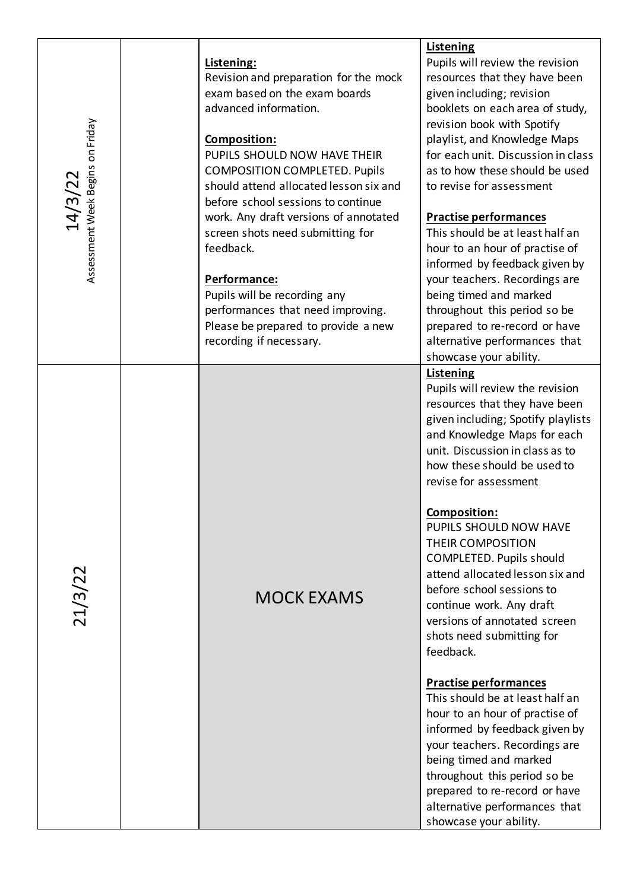| | | | |
|---|---|---|---|
| 14/3/22 Assessment Week Begins on Friday | | **Listening:** Revision and preparation for the mock exam based on the exam boards advanced information.<br><br>**Composition:** PUPILS SHOULD NOW HAVE THEIR COMPOSITION COMPLETED. Pupils should attend allocated lesson six and before school sessions to continue work. Any draft versions of annotated screen shots need submitting for feedback.<br><br>**Performance:** Pupils will be recording any performances that need improving. Please be prepared to provide a new recording if necessary. | **Listening** Pupils will review the revision resources that they have been given including; revision booklets on each area of study, revision book with Spotify playlist, and Knowledge Maps for each unit. Discussion in class as to how these should be used to revise for assessment<br><br>**Practise performances** This should be at least half an hour to an hour of practise of informed by feedback given by your teachers. Recordings are being timed and marked throughout this period so be prepared to re-record or have alternative performances that showcase your ability. |
| 21/3/22 | | MOCK EXAMS | **Listening** Pupils will review the revision resources that they have been given including; Spotify playlists and Knowledge Maps for each unit. Discussion in class as to how these should be used to revise for assessment<br><br>**Composition:** PUPILS SHOULD NOW HAVE THEIR COMPOSITION COMPLETED. Pupils should attend allocated lesson six and before school sessions to continue work. Any draft versions of annotated screen shots need submitting for feedback.<br><br>**Practise performances** This should be at least half an hour to an hour of practise of informed by feedback given by your teachers. Recordings are being timed and marked throughout this period so be prepared to re-record or have alternative performances that showcase your ability. |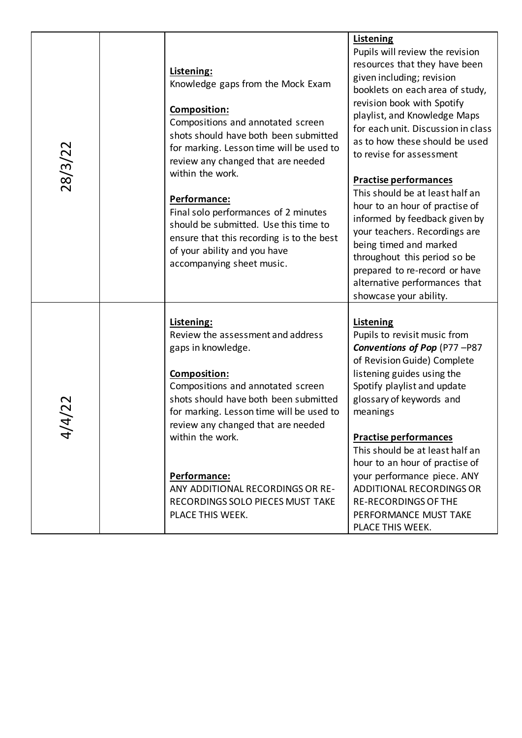| | | | |
|---|---|---|---|
| 28/3/22 | | **Listening:**<br>Knowledge gaps from the Mock Exam<br><br>**Composition:**<br>Compositions and annotated screen shots should have both been submitted for marking. Lesson time will be used to review any changed that are needed within the work.<br><br>**Performance:**<br>Final solo performances of 2 minutes should be submitted. Use this time to ensure that this recording is to the best of your ability and you have accompanying sheet music. | **Listening**<br>Pupils will review the revision resources that they have been given including; revision booklets on each area of study, revision book with Spotify playlist, and Knowledge Maps for each unit. Discussion in class as to how these should be used to revise for assessment<br><br>**Practise performances**<br>This should be at least half an hour to an hour of practise of informed by feedback given by your teachers. Recordings are being timed and marked throughout this period so be prepared to re-record or have alternative performances that showcase your ability. |
| 4/4/22 | | **Listening:**<br>Review the assessment and address gaps in knowledge.<br><br>**Composition:**<br>Compositions and annotated screen shots should have both been submitted for marking. Lesson time will be used to review any changed that are needed within the work.<br><br>**Performance:**<br>ANY ADDITIONAL RECORDINGS OR RE-RECORDINGS SOLO PIECES MUST TAKE PLACE THIS WEEK. | **Listening**<br>Pupils to revisit music from ***Conventions of Pop*** (P77 –P87 of Revision Guide) Complete listening guides using the Spotify playlist and update glossary of keywords and meanings<br><br>**Practise performances**<br>This should be at least half an hour to an hour of practise of your performance piece. ANY ADDITIONAL RECORDINGS OR RE-RECORDINGS OF THE PERFORMANCE MUST TAKE PLACE THIS WEEK. |